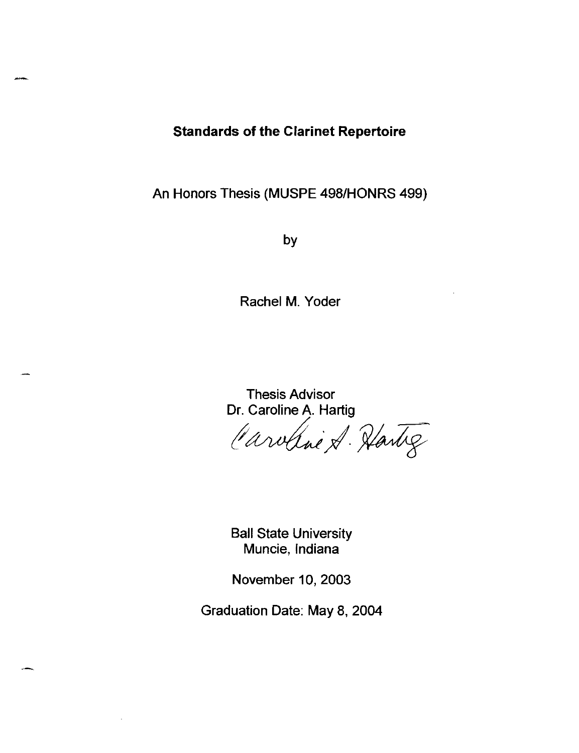# Standards of the Clarinet Repertoire

An Honors Thesis (MUSPE 498/HONRS 499)

by

Rachel M. Yoder

Thesis Advisor
Dr. Caroline A. Hartig

Ball State University
Muncie, Indiana

November 10, 2003

Graduation Date: May 8, 2004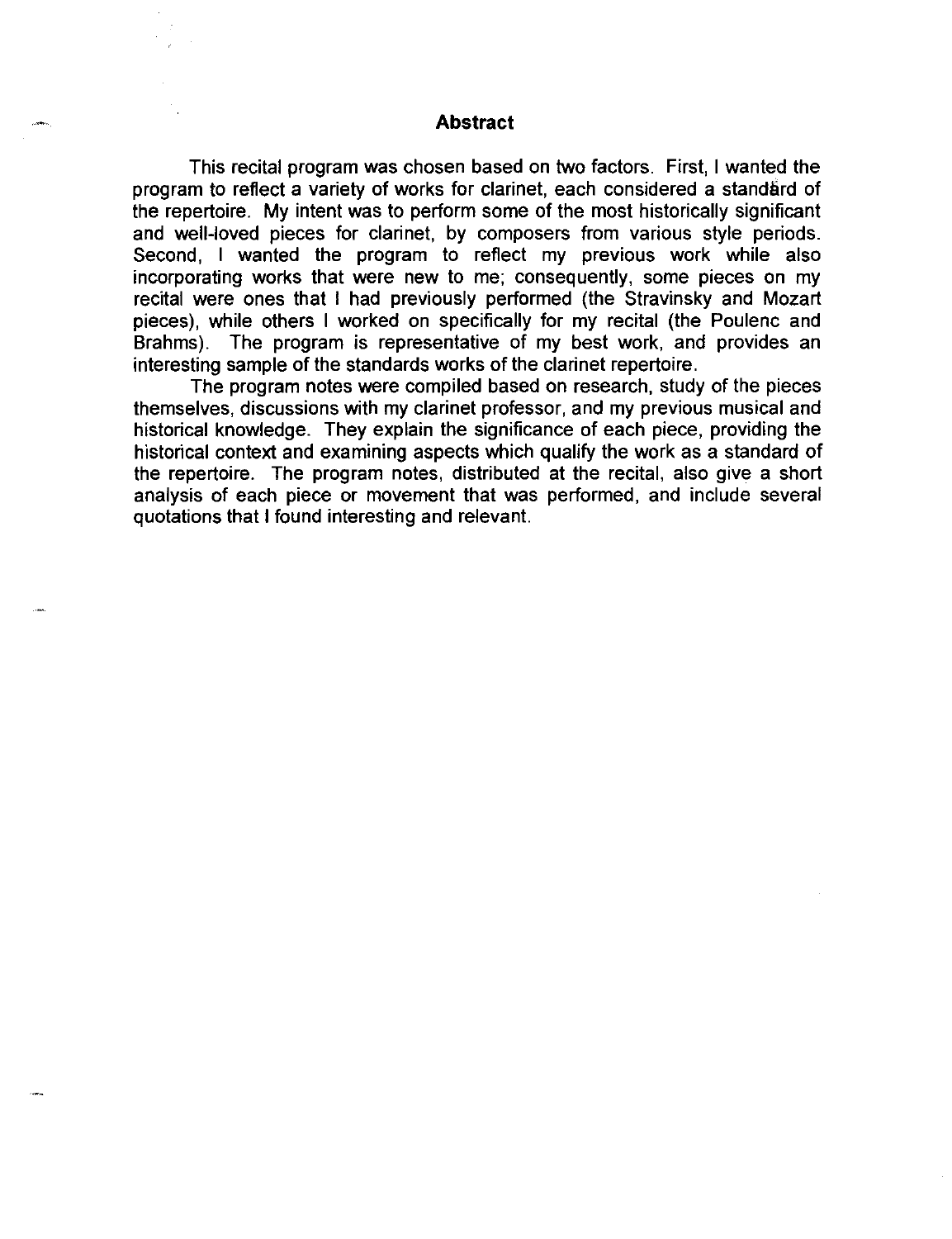## Abstract

This recital program was chosen based on two factors. First, I wanted the program to reflect a variety of works for clarinet, each considered a standard of the repertoire. My intent was to perform some of the most historically significant and well-loved pieces for clarinet, by composers from various style periods. Second, I wanted the program to reflect my previous work while also incorporating works that were new to me; consequently, some pieces on my recital were ones that I had previously performed (the Stravinsky and Mozart pieces), while others I worked on specifically for my recital (the Poulenc and Brahms). The program is representative of my best work, and provides an interesting sample of the standards works of the clarinet repertoire.

The program notes were compiled based on research, study of the pieces themselves, discussions with my clarinet professor, and my previous musical and historical knowledge. They explain the significance of each piece, providing the historical context and examining aspects which qualify the work as a standard of the repertoire. The program notes, distributed at the recital, also give a short analysis of each piece or movement that was performed, and include several quotations that I found interesting and relevant.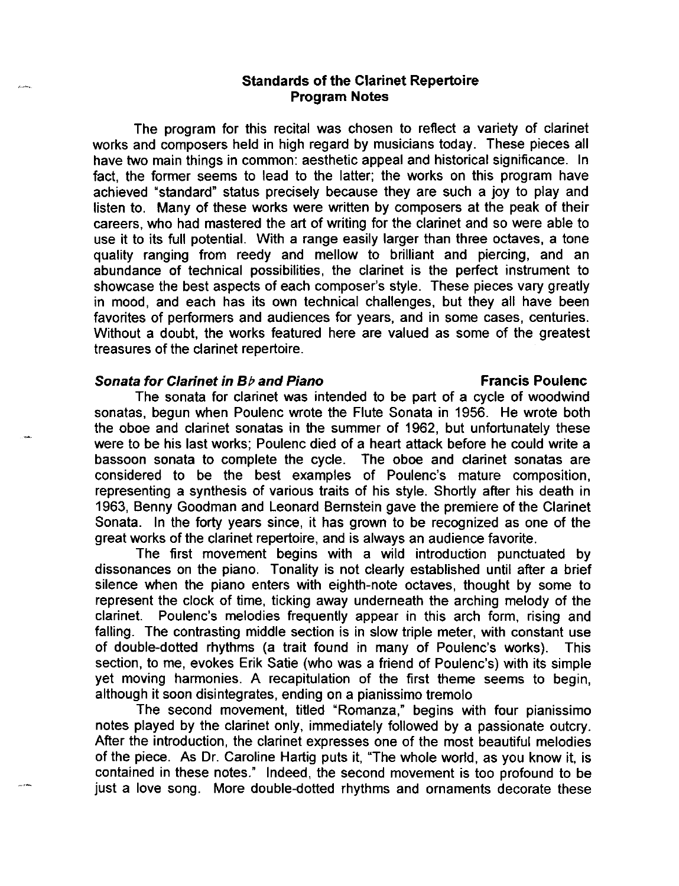## Standards of the Clarinet Repertoire
## Program Notes

The program for this recital was chosen to reflect a variety of clarinet works and composers held in high regard by musicians today. These pieces all have two main things in common: aesthetic appeal and historical significance. In fact, the former seems to lead to the latter; the works on this program have achieved "standard" status precisely because they are such a joy to play and listen to. Many of these works were written by composers at the peak of their careers, who had mastered the art of writing for the clarinet and so were able to use it to its full potential. With a range easily larger than three octaves, a tone quality ranging from reedy and mellow to brilliant and piercing, and an abundance of technical possibilities, the clarinet is the perfect instrument to showcase the best aspects of each composer's style. These pieces vary greatly in mood, and each has its own technical challenges, but they all have been favorites of performers and audiences for years, and in some cases, centuries. Without a doubt, the works featured here are valued as some of the greatest treasures of the clarinet repertoire.

***Sonata for Clarinet in B♭ and Piano*** **Francis Poulenc**

The sonata for clarinet was intended to be part of a cycle of woodwind sonatas, begun when Poulenc wrote the Flute Sonata in 1956. He wrote both the oboe and clarinet sonatas in the summer of 1962, but unfortunately these were to be his last works; Poulenc died of a heart attack before he could write a bassoon sonata to complete the cycle. The oboe and clarinet sonatas are considered to be the best examples of Poulenc's mature composition, representing a synthesis of various traits of his style. Shortly after his death in 1963, Benny Goodman and Leonard Bernstein gave the premiere of the Clarinet Sonata. In the forty years since, it has grown to be recognized as one of the great works of the clarinet repertoire, and is always an audience favorite.

The first movement begins with a wild introduction punctuated by dissonances on the piano. Tonality is not clearly established until after a brief silence when the piano enters with eighth-note octaves, thought by some to represent the clock of time, ticking away underneath the arching melody of the clarinet. Poulenc's melodies frequently appear in this arch form, rising and falling. The contrasting middle section is in slow triple meter, with constant use of double-dotted rhythms (a trait found in many of Poulenc's works). This section, to me, evokes Erik Satie (who was a friend of Poulenc's) with its simple yet moving harmonies. A recapitulation of the first theme seems to begin, although it soon disintegrates, ending on a pianissimo tremolo

The second movement, titled "Romanza," begins with four pianissimo notes played by the clarinet only, immediately followed by a passionate outcry. After the introduction, the clarinet expresses one of the most beautiful melodies of the piece. As Dr. Caroline Hartig puts it, "The whole world, as you know it, is contained in these notes." Indeed, the second movement is too profound to be just a love song. More double-dotted rhythms and ornaments decorate these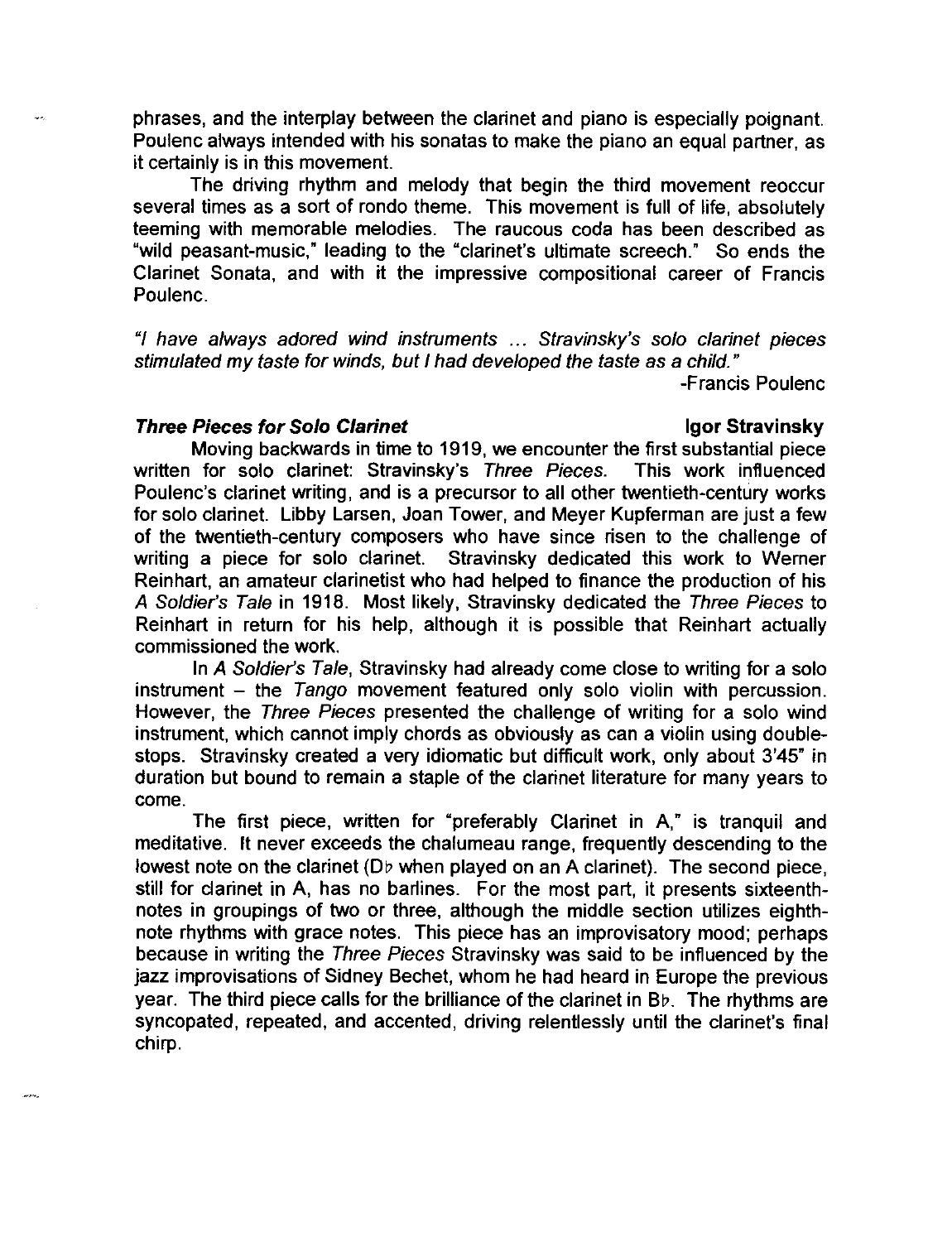phrases, and the interplay between the clarinet and piano is especially poignant. Poulenc always intended with his sonatas to make the piano an equal partner, as it certainly is in this movement.

The driving rhythm and melody that begin the third movement reoccur several times as a sort of rondo theme. This movement is full of life, absolutely teeming with memorable melodies. The raucous coda has been described as "wild peasant-music," leading to the "clarinet's ultimate screech." So ends the Clarinet Sonata, and with it the impressive compositional career of Francis Poulenc.

*"I have always adored wind instruments ... Stravinsky's solo clarinet pieces stimulated my taste for winds, but I had developed the taste as a child."*

-Francis Poulenc

***Three Pieces for Solo Clarinet*** **Igor Stravinsky**

Moving backwards in time to 1919, we encounter the first substantial piece written for solo clarinet: Stravinsky's *Three Pieces.* This work influenced Poulenc's clarinet writing, and is a precursor to all other twentieth-century works for solo clarinet. Libby Larsen, Joan Tower, and Meyer Kupferman are just a few of the twentieth-century composers who have since risen to the challenge of writing a piece for solo clarinet. Stravinsky dedicated this work to Werner Reinhart, an amateur clarinetist who had helped to finance the production of his *A Soldier's Tale* in 1918. Most likely, Stravinsky dedicated the *Three Pieces* to Reinhart in return for his help, although it is possible that Reinhart actually commissioned the work.

In *A Soldier's Tale*, Stravinsky had already come close to writing for a solo instrument – the *Tango* movement featured only solo violin with percussion. However, the *Three Pieces* presented the challenge of writing for a solo wind instrument, which cannot imply chords as obviously as can a violin using double-stops. Stravinsky created a very idiomatic but difficult work, only about 3'45" in duration but bound to remain a staple of the clarinet literature for many years to come.

The first piece, written for "preferably Clarinet in A," is tranquil and meditative. It never exceeds the chalumeau range, frequently descending to the lowest note on the clarinet (D♭ when played on an A clarinet). The second piece, still for clarinet in A, has no barlines. For the most part, it presents sixteenth-notes in groupings of two or three, although the middle section utilizes eighth-note rhythms with grace notes. This piece has an improvisatory mood; perhaps because in writing the *Three Pieces* Stravinsky was said to be influenced by the jazz improvisations of Sidney Bechet, whom he had heard in Europe the previous year. The third piece calls for the brilliance of the clarinet in B♭. The rhythms are syncopated, repeated, and accented, driving relentlessly until the clarinet's final chirp.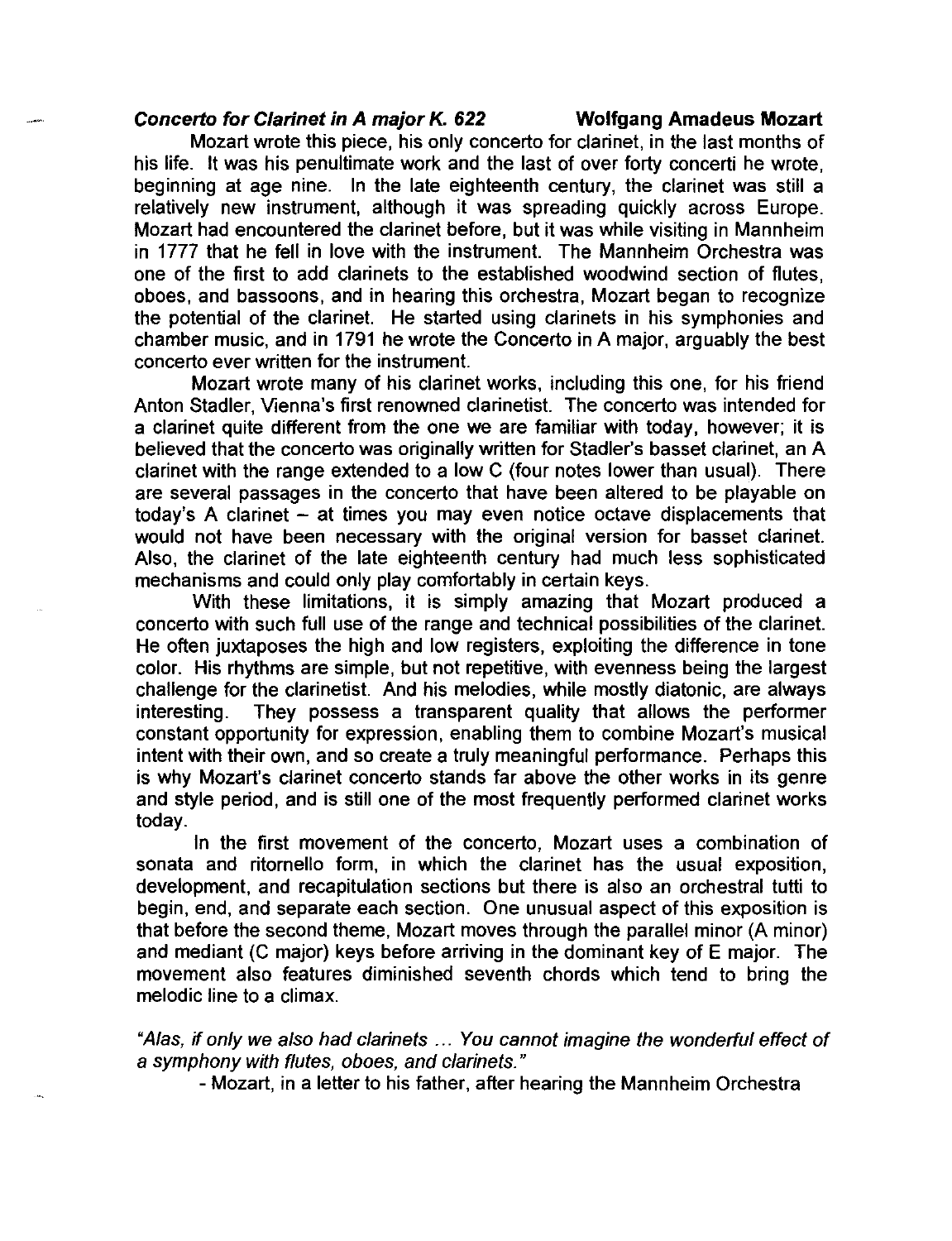### *Concerto for Clarinet in A major K. 622* — **Wolfgang Amadeus Mozart**

Mozart wrote this piece, his only concerto for clarinet, in the last months of his life. It was his penultimate work and the last of over forty concerti he wrote, beginning at age nine. In the late eighteenth century, the clarinet was still a relatively new instrument, although it was spreading quickly across Europe. Mozart had encountered the clarinet before, but it was while visiting in Mannheim in 1777 that he fell in love with the instrument. The Mannheim Orchestra was one of the first to add clarinets to the established woodwind section of flutes, oboes, and bassoons, and in hearing this orchestra, Mozart began to recognize the potential of the clarinet. He started using clarinets in his symphonies and chamber music, and in 1791 he wrote the Concerto in A major, arguably the best concerto ever written for the instrument.

Mozart wrote many of his clarinet works, including this one, for his friend Anton Stadler, Vienna's first renowned clarinetist. The concerto was intended for a clarinet quite different from the one we are familiar with today, however; it is believed that the concerto was originally written for Stadler's basset clarinet, an A clarinet with the range extended to a low C (four notes lower than usual). There are several passages in the concerto that have been altered to be playable on today's A clarinet – at times you may even notice octave displacements that would not have been necessary with the original version for basset clarinet. Also, the clarinet of the late eighteenth century had much less sophisticated mechanisms and could only play comfortably in certain keys.

With these limitations, it is simply amazing that Mozart produced a concerto with such full use of the range and technical possibilities of the clarinet. He often juxtaposes the high and low registers, exploiting the difference in tone color. His rhythms are simple, but not repetitive, with evenness being the largest challenge for the clarinetist. And his melodies, while mostly diatonic, are always interesting. They possess a transparent quality that allows the performer constant opportunity for expression, enabling them to combine Mozart's musical intent with their own, and so create a truly meaningful performance. Perhaps this is why Mozart's clarinet concerto stands far above the other works in its genre and style period, and is still one of the most frequently performed clarinet works today.

In the first movement of the concerto, Mozart uses a combination of sonata and ritornello form, in which the clarinet has the usual exposition, development, and recapitulation sections but there is also an orchestral tutti to begin, end, and separate each section. One unusual aspect of this exposition is that before the second theme, Mozart moves through the parallel minor (A minor) and mediant (C major) keys before arriving in the dominant key of E major. The movement also features diminished seventh chords which tend to bring the melodic line to a climax.

*"Alas, if only we also had clarinets ... You cannot imagine the wonderful effect of a symphony with flutes, oboes, and clarinets."*

- Mozart, in a letter to his father, after hearing the Mannheim Orchestra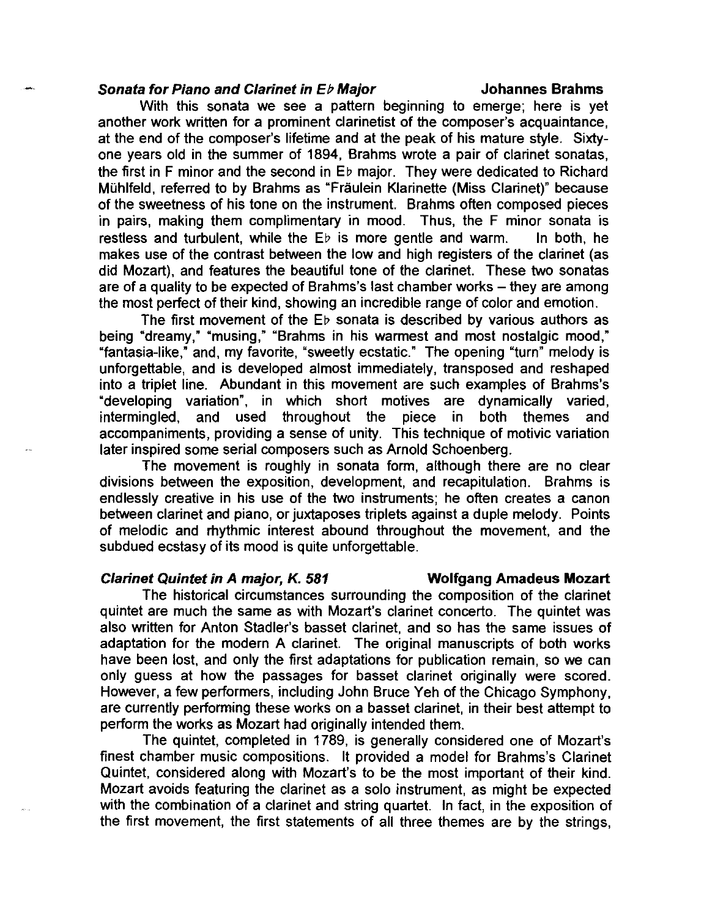### *Sonata for Piano and Clarinet in E♭ Major* — Johannes Brahms

With this sonata we see a pattern beginning to emerge; here is yet another work written for a prominent clarinetist of the composer's acquaintance, at the end of the composer's lifetime and at the peak of his mature style. Sixty-one years old in the summer of 1894, Brahms wrote a pair of clarinet sonatas, the first in F minor and the second in E♭ major. They were dedicated to Richard Mühlfeld, referred to by Brahms as "Fräulein Klarinette (Miss Clarinet)" because of the sweetness of his tone on the instrument. Brahms often composed pieces in pairs, making them complimentary in mood. Thus, the F minor sonata is restless and turbulent, while the E♭ is more gentle and warm. In both, he makes use of the contrast between the low and high registers of the clarinet (as did Mozart), and features the beautiful tone of the clarinet. These two sonatas are of a quality to be expected of Brahms's last chamber works – they are among the most perfect of their kind, showing an incredible range of color and emotion.

The first movement of the E♭ sonata is described by various authors as being "dreamy," "musing," "Brahms in his warmest and most nostalgic mood," "fantasia-like," and, my favorite, "sweetly ecstatic." The opening "turn" melody is unforgettable, and is developed almost immediately, transposed and reshaped into a triplet line. Abundant in this movement are such examples of Brahms's "developing variation", in which short motives are dynamically varied, intermingled, and used throughout the piece in both themes and accompaniments, providing a sense of unity. This technique of motivic variation later inspired some serial composers such as Arnold Schoenberg.

The movement is roughly in sonata form, although there are no clear divisions between the exposition, development, and recapitulation. Brahms is endlessly creative in his use of the two instruments; he often creates a canon between clarinet and piano, or juxtaposes triplets against a duple melody. Points of melodic and rhythmic interest abound throughout the movement, and the subdued ecstasy of its mood is quite unforgettable.

### *Clarinet Quintet in A major, K. 581* — Wolfgang Amadeus Mozart

The historical circumstances surrounding the composition of the clarinet quintet are much the same as with Mozart's clarinet concerto. The quintet was also written for Anton Stadler's basset clarinet, and so has the same issues of adaptation for the modern A clarinet. The original manuscripts of both works have been lost, and only the first adaptations for publication remain, so we can only guess at how the passages for basset clarinet originally were scored. However, a few performers, including John Bruce Yeh of the Chicago Symphony, are currently performing these works on a basset clarinet, in their best attempt to perform the works as Mozart had originally intended them.

The quintet, completed in 1789, is generally considered one of Mozart's finest chamber music compositions. It provided a model for Brahms's Clarinet Quintet, considered along with Mozart's to be the most important of their kind. Mozart avoids featuring the clarinet as a solo instrument, as might be expected with the combination of a clarinet and string quartet. In fact, in the exposition of the first movement, the first statements of all three themes are by the strings,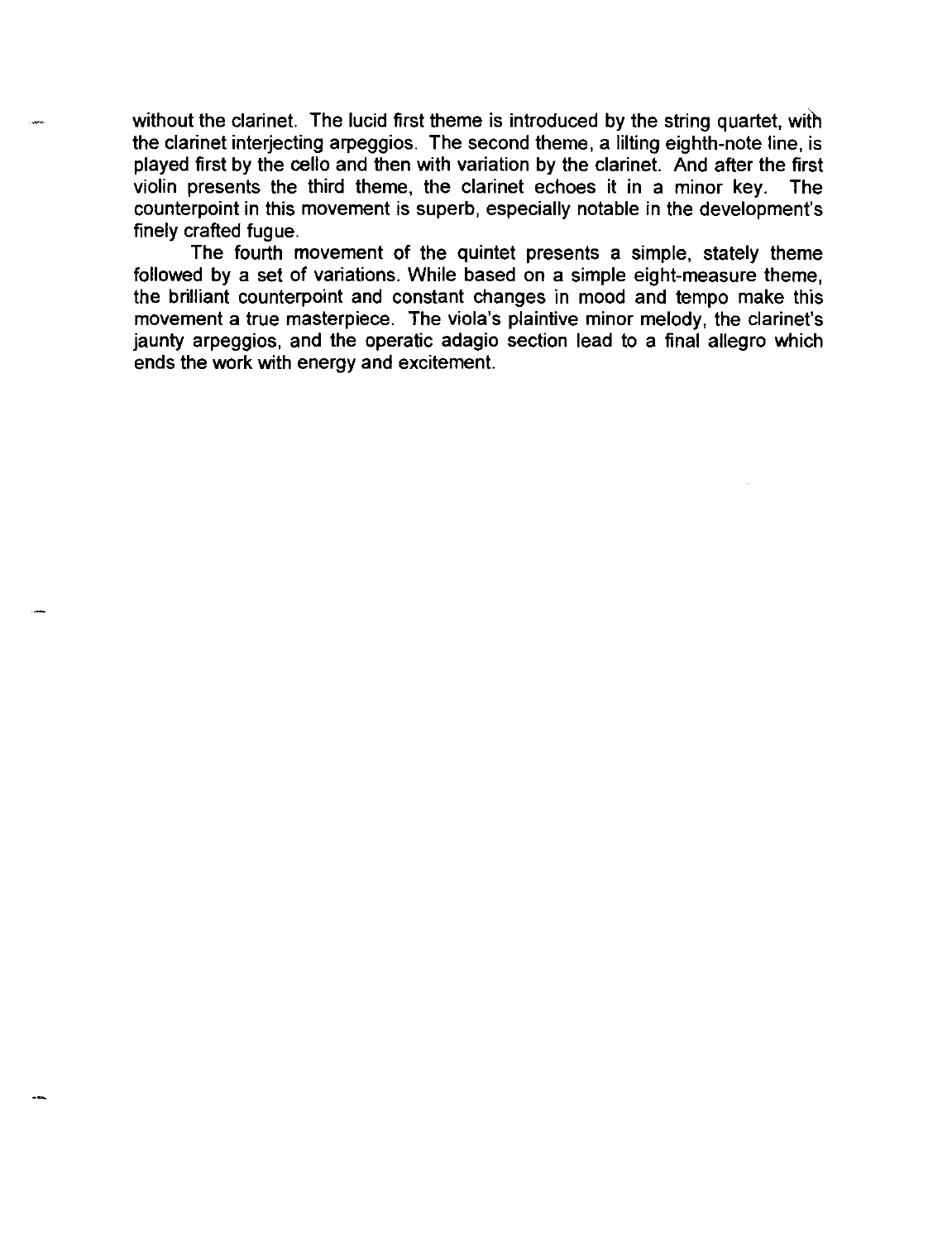without the clarinet. The lucid first theme is introduced by the string quartet, with the clarinet interjecting arpeggios. The second theme, a lilting eighth-note line, is played first by the cello and then with variation by the clarinet. And after the first violin presents the third theme, the clarinet echoes it in a minor key. The counterpoint in this movement is superb, especially notable in the development's finely crafted fugue.

The fourth movement of the quintet presents a simple, stately theme followed by a set of variations. While based on a simple eight-measure theme, the brilliant counterpoint and constant changes in mood and tempo make this movement a true masterpiece. The viola's plaintive minor melody, the clarinet's jaunty arpeggios, and the operatic adagio section lead to a final allegro which ends the work with energy and excitement.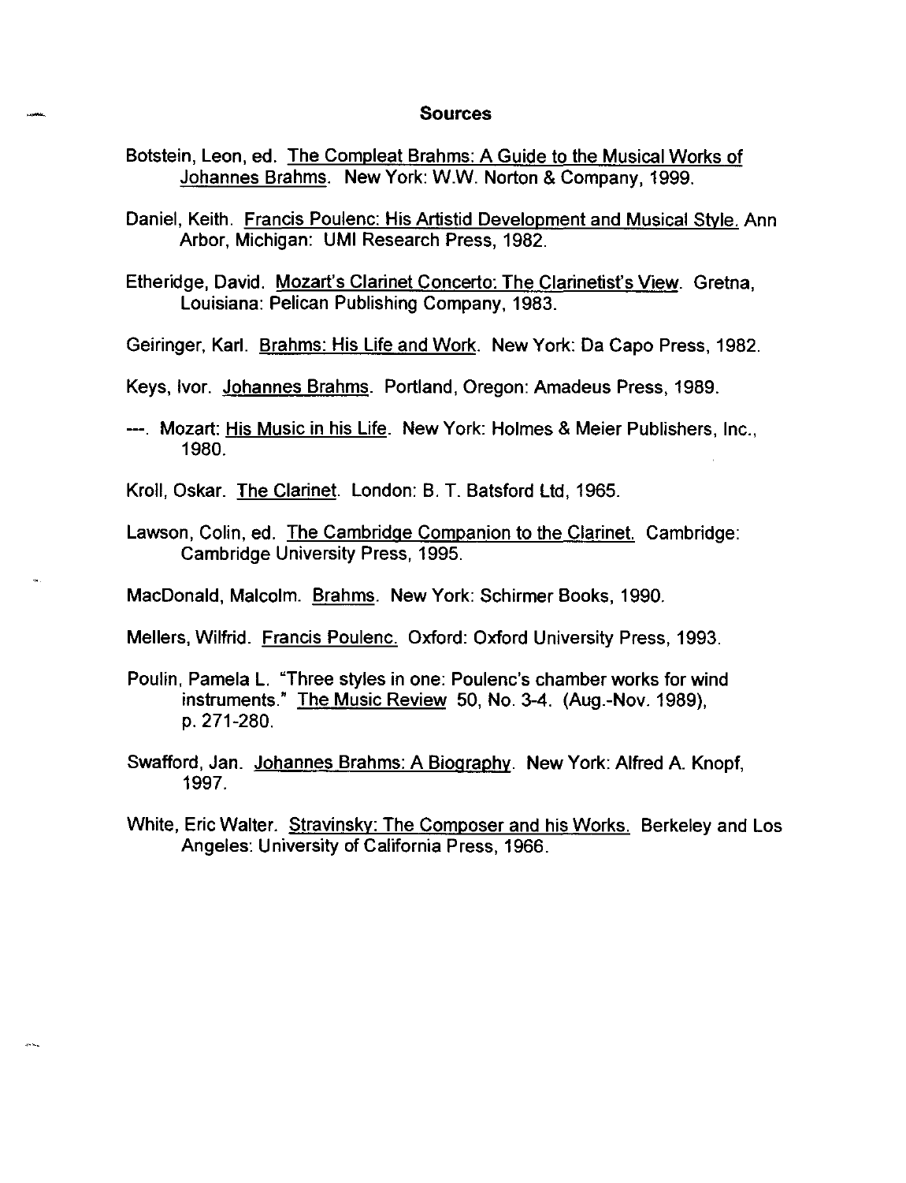# Sources

Botstein, Leon, ed. The Compleat Brahms: A Guide to the Musical Works of Johannes Brahms. New York: W.W. Norton & Company, 1999.

Daniel, Keith. Francis Poulenc: His Artistid Development and Musical Style. Ann Arbor, Michigan: UMI Research Press, 1982.

Etheridge, David. Mozart's Clarinet Concerto: The Clarinetist's View. Gretna, Louisiana: Pelican Publishing Company, 1983.

Geiringer, Karl. Brahms: His Life and Work. New York: Da Capo Press, 1982.

Keys, Ivor. Johannes Brahms. Portland, Oregon: Amadeus Press, 1989.

---. Mozart: His Music in his Life. New York: Holmes & Meier Publishers, Inc., 1980.

Kroll, Oskar. The Clarinet. London: B. T. Batsford Ltd, 1965.

Lawson, Colin, ed. The Cambridge Companion to the Clarinet. Cambridge: Cambridge University Press, 1995.

MacDonald, Malcolm. Brahms. New York: Schirmer Books, 1990.

Mellers, Wilfrid. Francis Poulenc. Oxford: Oxford University Press, 1993.

Poulin, Pamela L. "Three styles in one: Poulenc's chamber works for wind instruments." The Music Review 50, No. 3-4. (Aug.-Nov. 1989), p. 271-280.

Swafford, Jan. Johannes Brahms: A Biography. New York: Alfred A. Knopf, 1997.

White, Eric Walter. Stravinsky: The Composer and his Works. Berkeley and Los Angeles: University of California Press, 1966.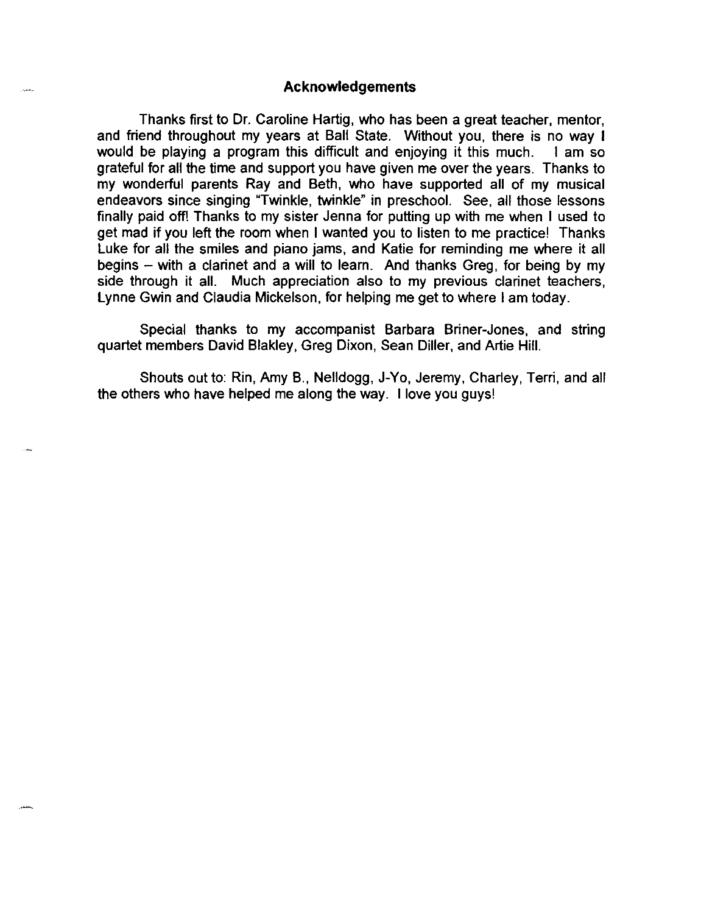## Acknowledgements

Thanks first to Dr. Caroline Hartig, who has been a great teacher, mentor, and friend throughout my years at Ball State. Without you, there is no way I would be playing a program this difficult and enjoying it this much. I am so grateful for all the time and support you have given me over the years. Thanks to my wonderful parents Ray and Beth, who have supported all of my musical endeavors since singing "Twinkle, twinkle" in preschool. See, all those lessons finally paid off! Thanks to my sister Jenna for putting up with me when I used to get mad if you left the room when I wanted you to listen to me practice! Thanks Luke for all the smiles and piano jams, and Katie for reminding me where it all begins – with a clarinet and a will to learn. And thanks Greg, for being by my side through it all. Much appreciation also to my previous clarinet teachers, Lynne Gwin and Claudia Mickelson, for helping me get to where I am today.

Special thanks to my accompanist Barbara Briner-Jones, and string quartet members David Blakley, Greg Dixon, Sean Diller, and Artie Hill.

Shouts out to: Rin, Amy B., Nelldogg, J-Yo, Jeremy, Charley, Terri, and all the others who have helped me along the way. I love you guys!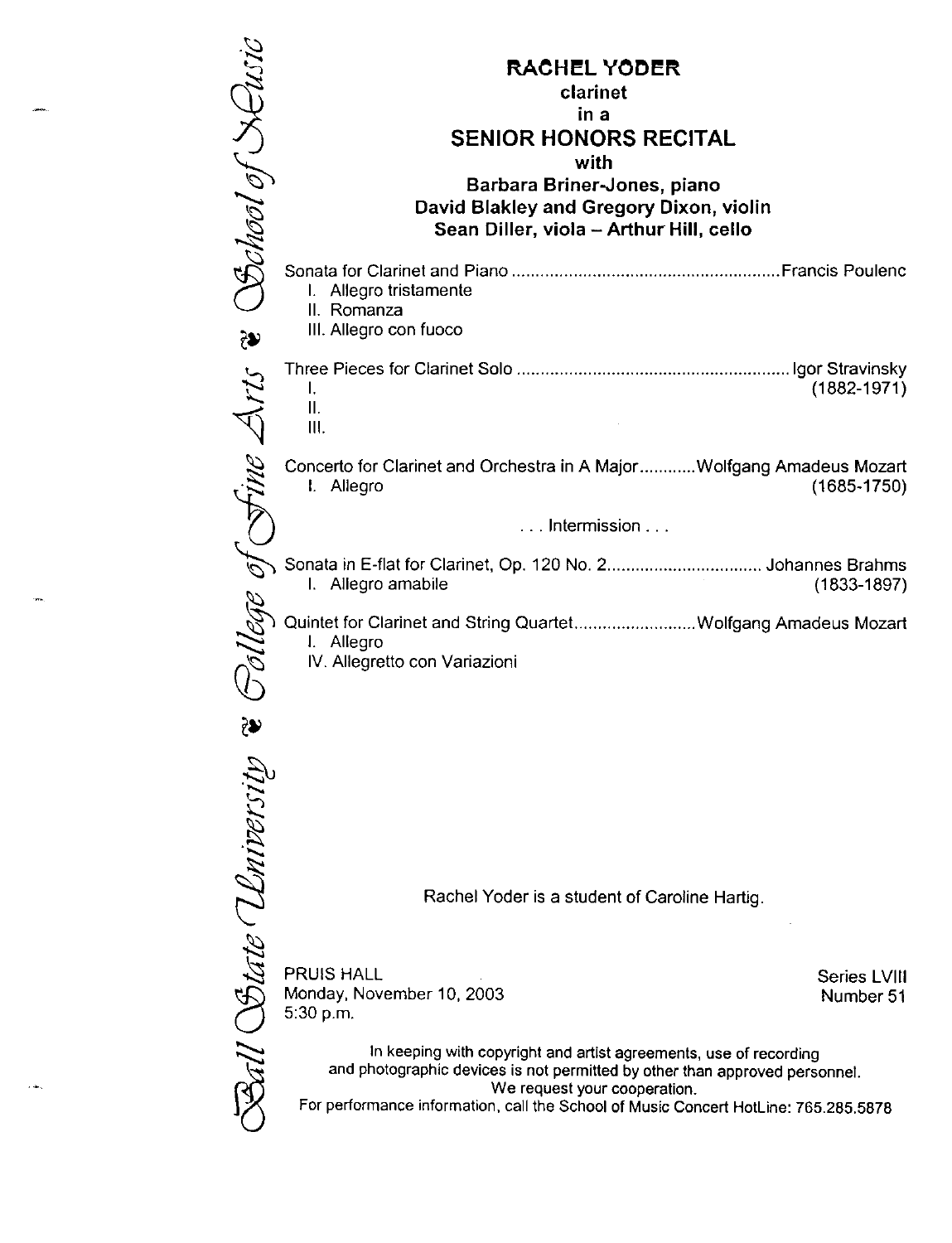Ball State University ❧ College of Fine Arts ❧ School of Music

# RACHEL YODER

**clarinet**

**in a**

## SENIOR HONORS RECITAL

**with**

**Barbara Briner-Jones, piano**
**David Blakley and Gregory Dixon, violin**
**Sean Diller, viola – Arthur Hill, cello**

Sonata for Clarinet and Piano .......................................................... Francis Poulenc

- I. Allegro tristamente
- II. Romanza
- III. Allegro con fuoco

Three Pieces for Clarinet Solo .......................................................... Igor Stravinsky (1882-1971)

- I.
- II.
- III.

Concerto for Clarinet and Orchestra in A Major ............ Wolfgang Amadeus Mozart (1685-1750)

- I. Allegro

. . . Intermission . . .

Sonata in E-flat for Clarinet, Op. 120 No. 2 ................................ Johannes Brahms (1833-1897)

- I. Allegro amabile

Quintet for Clarinet and String Quartet .......................... Wolfgang Amadeus Mozart

- I. Allegro
- IV. Allegretto con Variazioni

Rachel Yoder is a student of Caroline Hartig.

PRUIS HALL
Monday, November 10, 2003
5:30 p.m.

Series LVIII
Number 51

In keeping with copyright and artist agreements, use of recording and photographic devices is not permitted by other than approved personnel. We request your cooperation.
For performance information, call the School of Music Concert HotLine: 765.285.5878